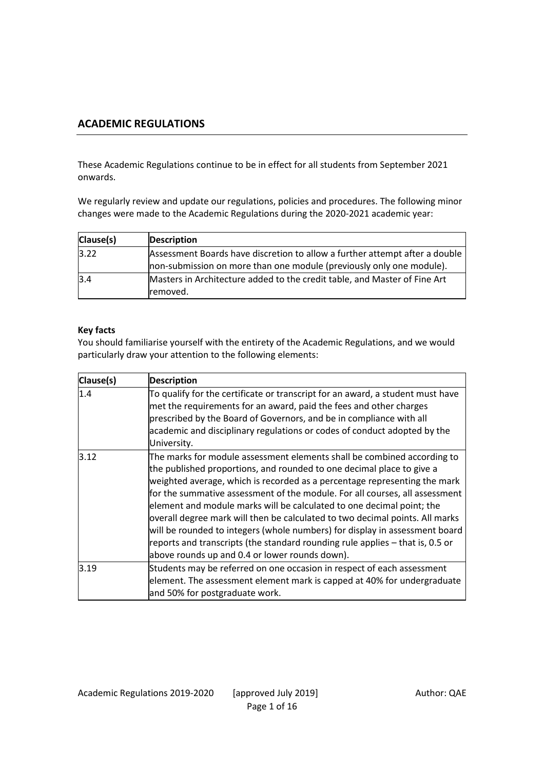## ACADEMIC REGULATIONS

These Academic Regulations continue to be in effect for all students from September 2021 onwards.

We regularly review and update our regulations, policies and procedures. The following minor changes were made to the Academic Regulations during the 2020-2021 academic year:

| Clause(s) | Description |
|---|---|
| 3.22 | Assessment Boards have discretion to allow a further attempt after a double non-submission on more than one module (previously only one module). |
| 3.4 | Masters in Architecture added to the credit table, and Master of Fine Art removed. |

**Key facts**

You should familiarise yourself with the entirety of the Academic Regulations, and we would particularly draw your attention to the following elements:

| Clause(s) | Description |
|---|---|
| 1.4 | To qualify for the certificate or transcript for an award, a student must have met the requirements for an award, paid the fees and other charges prescribed by the Board of Governors, and be in compliance with all academic and disciplinary regulations or codes of conduct adopted by the University. |
| 3.12 | The marks for module assessment elements shall be combined according to the published proportions, and rounded to one decimal place to give a weighted average, which is recorded as a percentage representing the mark for the summative assessment of the module. For all courses, all assessment element and module marks will be calculated to one decimal point; the overall degree mark will then be calculated to two decimal points. All marks will be rounded to integers (whole numbers) for display in assessment board reports and transcripts (the standard rounding rule applies – that is, 0.5 or above rounds up and 0.4 or lower rounds down). |
| 3.19 | Students may be referred on one occasion in respect of each assessment element. The assessment element mark is capped at 40% for undergraduate and 50% for postgraduate work. |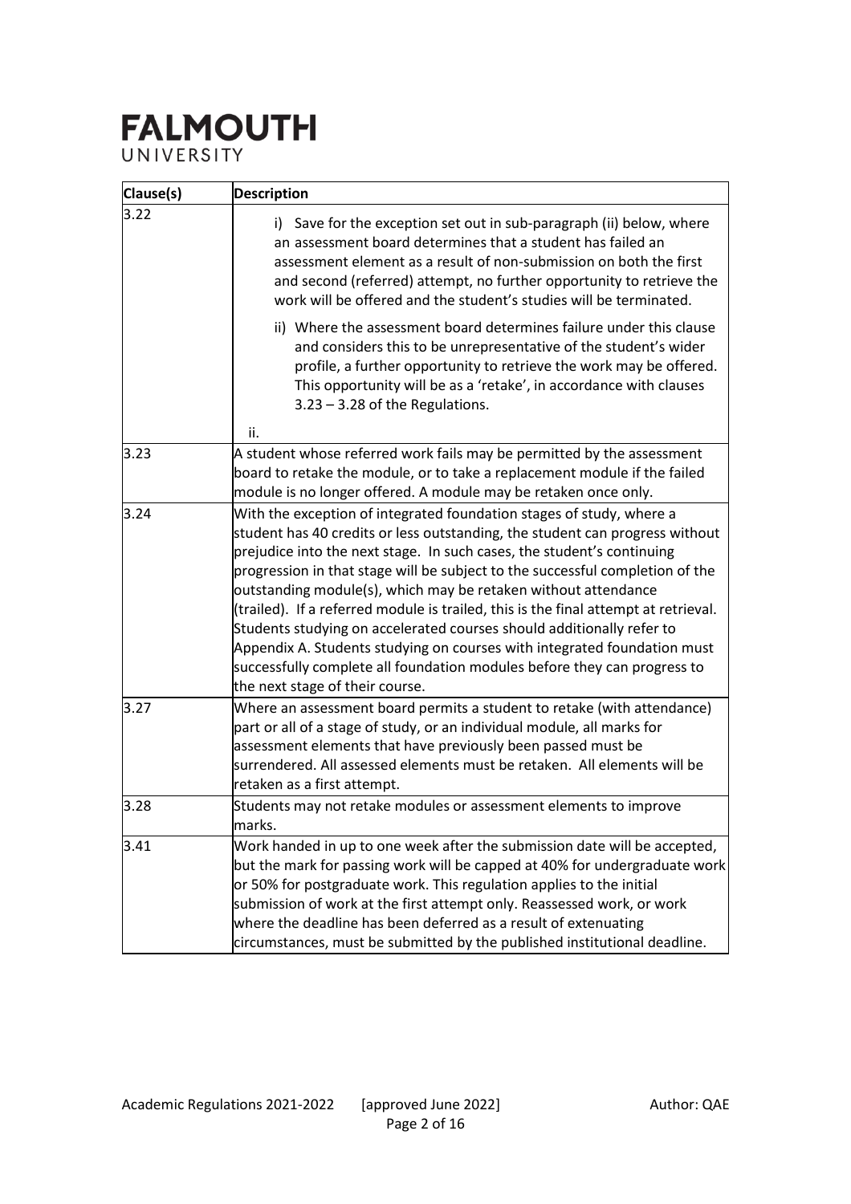**FALMOUTH**
UNIVERSITY

| Clause(s) | Description |
|---|---|
| 3.22 | i) Save for the exception set out in sub-paragraph (ii) below, where an assessment board determines that a student has failed an assessment element as a result of non-submission on both the first and second (referred) attempt, no further opportunity to retrieve the work will be offered and the student's studies will be terminated.<br><br>ii) Where the assessment board determines failure under this clause and considers this to be unrepresentative of the student's wider profile, a further opportunity to retrieve the work may be offered. This opportunity will be as a 'retake', in accordance with clauses 3.23 – 3.28 of the Regulations.<br><br>ii. |
| 3.23 | A student whose referred work fails may be permitted by the assessment board to retake the module, or to take a replacement module if the failed module is no longer offered. A module may be retaken once only. |
| 3.24 | With the exception of integrated foundation stages of study, where a student has 40 credits or less outstanding, the student can progress without prejudice into the next stage. In such cases, the student's continuing progression in that stage will be subject to the successful completion of the outstanding module(s), which may be retaken without attendance (trailed). If a referred module is trailed, this is the final attempt at retrieval. Students studying on accelerated courses should additionally refer to Appendix A. Students studying on courses with integrated foundation must successfully complete all foundation modules before they can progress to the next stage of their course. |
| 3.27 | Where an assessment board permits a student to retake (with attendance) part or all of a stage of study, or an individual module, all marks for assessment elements that have previously been passed must be surrendered. All assessed elements must be retaken. All elements will be retaken as a first attempt. |
| 3.28 | Students may not retake modules or assessment elements to improve marks. |
| 3.41 | Work handed in up to one week after the submission date will be accepted, but the mark for passing work will be capped at 40% for undergraduate work or 50% for postgraduate work. This regulation applies to the initial submission of work at the first attempt only. Reassessed work, or work where the deadline has been deferred as a result of extenuating circumstances, must be submitted by the published institutional deadline. |

Academic Regulations 2021-2022 [approved June 2022] Author: QAE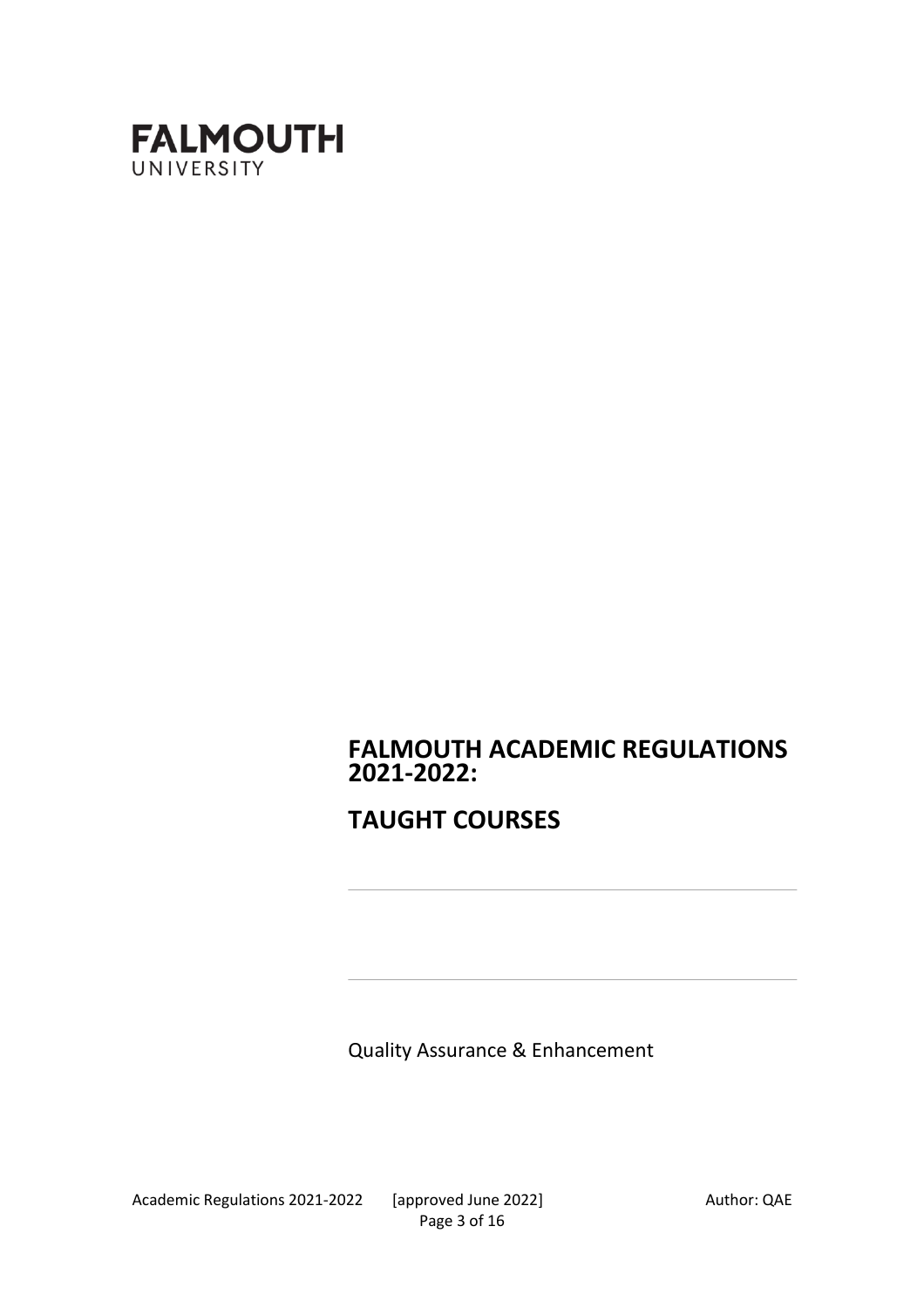**FALMOUTH**
UNIVERSITY

# FALMOUTH ACADEMIC REGULATIONS 2021-2022:

# TAUGHT COURSES

Quality Assurance & Enhancement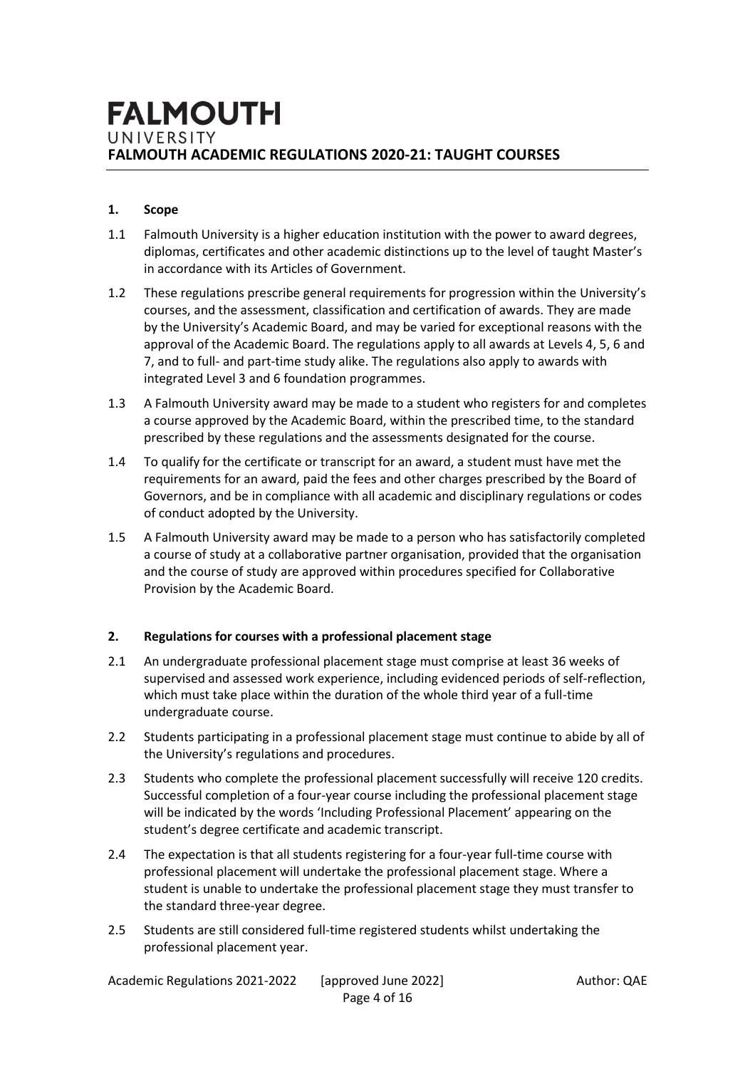# FALMOUTH UNIVERSITY

## FALMOUTH ACADEMIC REGULATIONS 2020-21: TAUGHT COURSES

### 1. Scope

1.1 Falmouth University is a higher education institution with the power to award degrees, diplomas, certificates and other academic distinctions up to the level of taught Master's in accordance with its Articles of Government.

1.2 These regulations prescribe general requirements for progression within the University's courses, and the assessment, classification and certification of awards. They are made by the University's Academic Board, and may be varied for exceptional reasons with the approval of the Academic Board. The regulations apply to all awards at Levels 4, 5, 6 and 7, and to full- and part-time study alike. The regulations also apply to awards with integrated Level 3 and 6 foundation programmes.

1.3 A Falmouth University award may be made to a student who registers for and completes a course approved by the Academic Board, within the prescribed time, to the standard prescribed by these regulations and the assessments designated for the course.

1.4 To qualify for the certificate or transcript for an award, a student must have met the requirements for an award, paid the fees and other charges prescribed by the Board of Governors, and be in compliance with all academic and disciplinary regulations or codes of conduct adopted by the University.

1.5 A Falmouth University award may be made to a person who has satisfactorily completed a course of study at a collaborative partner organisation, provided that the organisation and the course of study are approved within procedures specified for Collaborative Provision by the Academic Board.

### 2. Regulations for courses with a professional placement stage

2.1 An undergraduate professional placement stage must comprise at least 36 weeks of supervised and assessed work experience, including evidenced periods of self-reflection, which must take place within the duration of the whole third year of a full-time undergraduate course.

2.2 Students participating in a professional placement stage must continue to abide by all of the University's regulations and procedures.

2.3 Students who complete the professional placement successfully will receive 120 credits. Successful completion of a four-year course including the professional placement stage will be indicated by the words 'Including Professional Placement' appearing on the student's degree certificate and academic transcript.

2.4 The expectation is that all students registering for a four-year full-time course with professional placement will undertake the professional placement stage. Where a student is unable to undertake the professional placement stage they must transfer to the standard three-year degree.

2.5 Students are still considered full-time registered students whilst undertaking the professional placement year.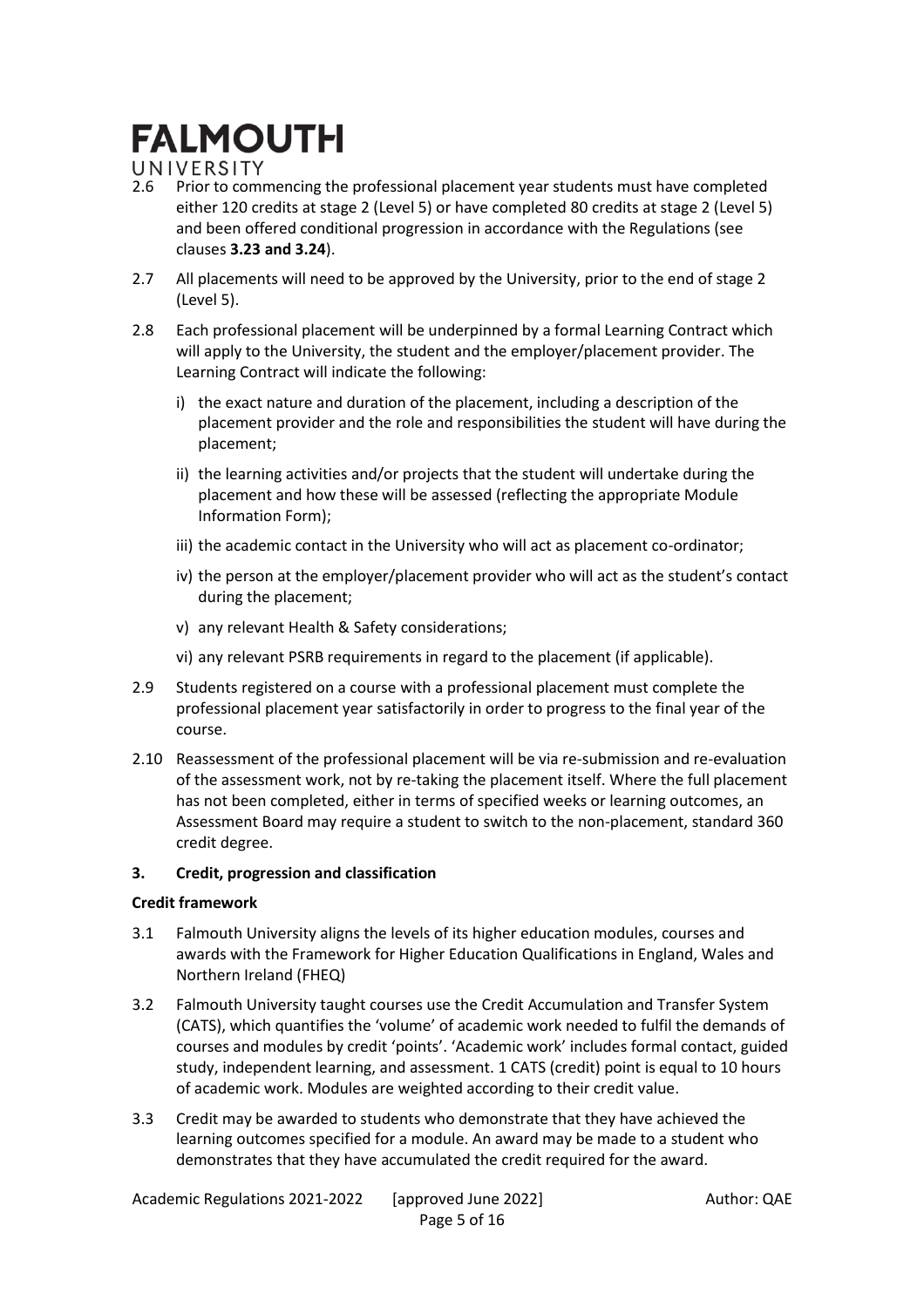2.6 Prior to commencing the professional placement year students must have completed either 120 credits at stage 2 (Level 5) or have completed 80 credits at stage 2 (Level 5) and been offered conditional progression in accordance with the Regulations (see clauses **3.23 and 3.24**).

2.7 All placements will need to be approved by the University, prior to the end of stage 2 (Level 5).

2.8 Each professional placement will be underpinned by a formal Learning Contract which will apply to the University, the student and the employer/placement provider. The Learning Contract will indicate the following:

i) the exact nature and duration of the placement, including a description of the placement provider and the role and responsibilities the student will have during the placement;

ii) the learning activities and/or projects that the student will undertake during the placement and how these will be assessed (reflecting the appropriate Module Information Form);

iii) the academic contact in the University who will act as placement co-ordinator;

iv) the person at the employer/placement provider who will act as the student's contact during the placement;

v) any relevant Health & Safety considerations;

vi) any relevant PSRB requirements in regard to the placement (if applicable).

2.9 Students registered on a course with a professional placement must complete the professional placement year satisfactorily in order to progress to the final year of the course.

2.10 Reassessment of the professional placement will be via re-submission and re-evaluation of the assessment work, not by re-taking the placement itself. Where the full placement has not been completed, either in terms of specified weeks or learning outcomes, an Assessment Board may require a student to switch to the non-placement, standard 360 credit degree.

## 3. Credit, progression and classification

### Credit framework

3.1 Falmouth University aligns the levels of its higher education modules, courses and awards with the Framework for Higher Education Qualifications in England, Wales and Northern Ireland (FHEQ)

3.2 Falmouth University taught courses use the Credit Accumulation and Transfer System (CATS), which quantifies the 'volume' of academic work needed to fulfil the demands of courses and modules by credit 'points'. 'Academic work' includes formal contact, guided study, independent learning, and assessment. 1 CATS (credit) point is equal to 10 hours of academic work. Modules are weighted according to their credit value.

3.3 Credit may be awarded to students who demonstrate that they have achieved the learning outcomes specified for a module. An award may be made to a student who demonstrates that they have accumulated the credit required for the award.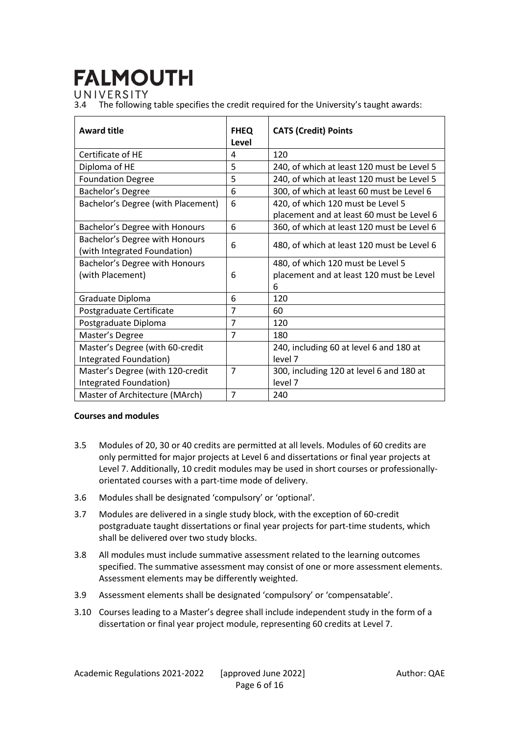3.4 The following table specifies the credit required for the University's taught awards:

| Award title | FHEQ Level | CATS (Credit) Points |
|---|---|---|
| Certificate of HE | 4 | 120 |
| Diploma of HE | 5 | 240, of which at least 120 must be Level 5 |
| Foundation Degree | 5 | 240, of which at least 120 must be Level 5 |
| Bachelor's Degree | 6 | 300, of which at least 60 must be Level 6 |
| Bachelor's Degree (with Placement) | 6 | 420, of which 120 must be Level 5 placement and at least 60 must be Level 6 |
| Bachelor's Degree with Honours | 6 | 360, of which at least 120 must be Level 6 |
| Bachelor's Degree with Honours (with Integrated Foundation) | 6 | 480, of which at least 120 must be Level 6 |
| Bachelor's Degree with Honours (with Placement) | 6 | 480, of which 120 must be Level 5 placement and at least 120 must be Level 6 |
| Graduate Diploma | 6 | 120 |
| Postgraduate Certificate | 7 | 60 |
| Postgraduate Diploma | 7 | 120 |
| Master's Degree | 7 | 180 |
| Master's Degree (with 60-credit Integrated Foundation) | | 240, including 60 at level 6 and 180 at level 7 |
| Master's Degree (with 120-credit Integrated Foundation) | 7 | 300, including 120 at level 6 and 180 at level 7 |
| Master of Architecture (MArch) | 7 | 240 |

**Courses and modules**

3.5 Modules of 20, 30 or 40 credits are permitted at all levels. Modules of 60 credits are only permitted for major projects at Level 6 and dissertations or final year projects at Level 7. Additionally, 10 credit modules may be used in short courses or professionally-orientated courses with a part-time mode of delivery.

3.6 Modules shall be designated 'compulsory' or 'optional'.

3.7 Modules are delivered in a single study block, with the exception of 60-credit postgraduate taught dissertations or final year projects for part-time students, which shall be delivered over two study blocks.

3.8 All modules must include summative assessment related to the learning outcomes specified. The summative assessment may consist of one or more assessment elements. Assessment elements may be differently weighted.

3.9 Assessment elements shall be designated 'compulsory' or 'compensatable'.

3.10 Courses leading to a Master's degree shall include independent study in the form of a dissertation or final year project module, representing 60 credits at Level 7.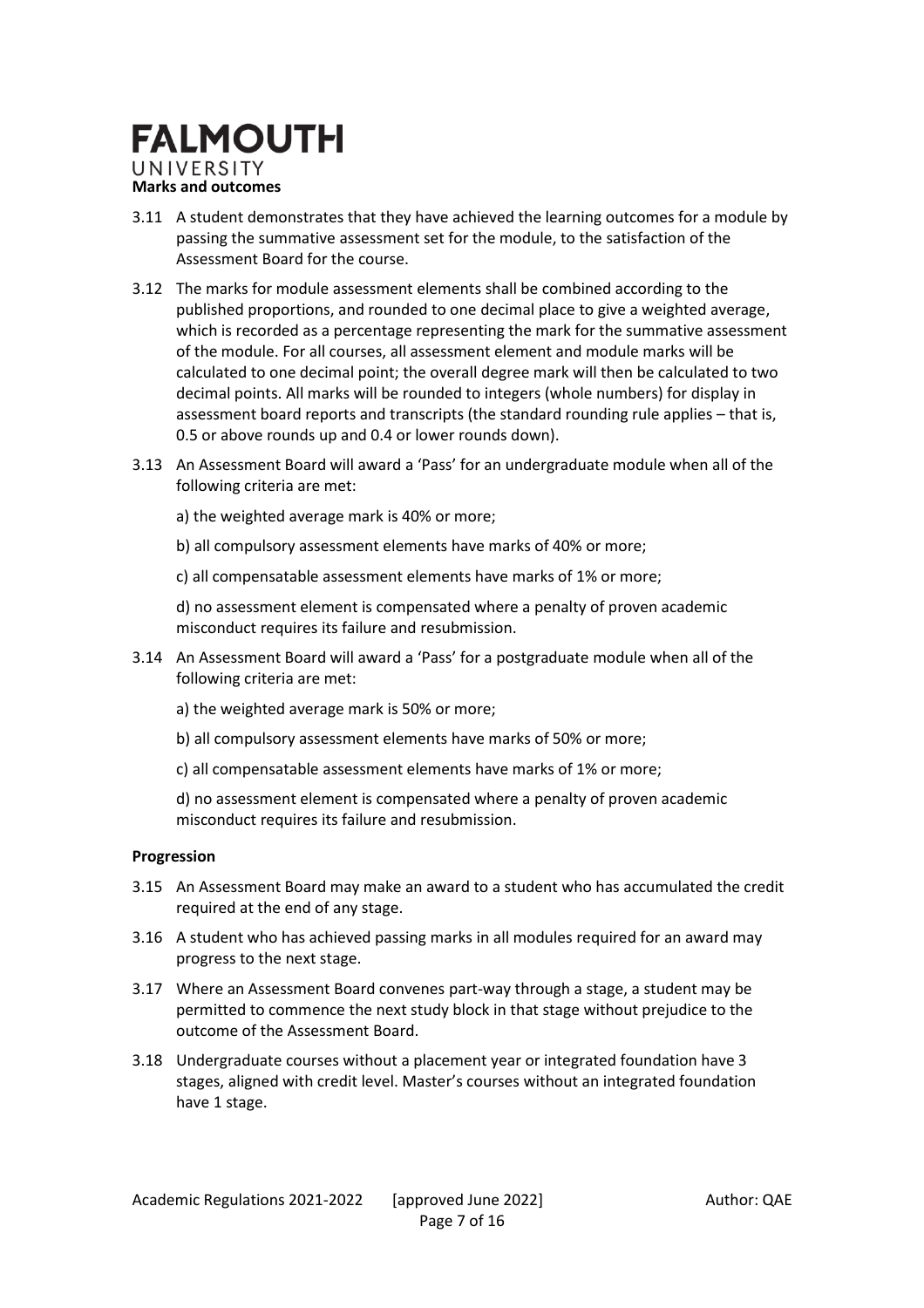**Marks and outcomes**

3.11 A student demonstrates that they have achieved the learning outcomes for a module by passing the summative assessment set for the module, to the satisfaction of the Assessment Board for the course.

3.12 The marks for module assessment elements shall be combined according to the published proportions, and rounded to one decimal place to give a weighted average, which is recorded as a percentage representing the mark for the summative assessment of the module. For all courses, all assessment element and module marks will be calculated to one decimal point; the overall degree mark will then be calculated to two decimal points. All marks will be rounded to integers (whole numbers) for display in assessment board reports and transcripts (the standard rounding rule applies – that is, 0.5 or above rounds up and 0.4 or lower rounds down).

3.13 An Assessment Board will award a 'Pass' for an undergraduate module when all of the following criteria are met:

a) the weighted average mark is 40% or more;

b) all compulsory assessment elements have marks of 40% or more;

c) all compensatable assessment elements have marks of 1% or more;

d) no assessment element is compensated where a penalty of proven academic misconduct requires its failure and resubmission.

3.14 An Assessment Board will award a 'Pass' for a postgraduate module when all of the following criteria are met:

a) the weighted average mark is 50% or more;

b) all compulsory assessment elements have marks of 50% or more;

c) all compensatable assessment elements have marks of 1% or more;

d) no assessment element is compensated where a penalty of proven academic misconduct requires its failure and resubmission.

**Progression**

3.15 An Assessment Board may make an award to a student who has accumulated the credit required at the end of any stage.

3.16 A student who has achieved passing marks in all modules required for an award may progress to the next stage.

3.17 Where an Assessment Board convenes part-way through a stage, a student may be permitted to commence the next study block in that stage without prejudice to the outcome of the Assessment Board.

3.18 Undergraduate courses without a placement year or integrated foundation have 3 stages, aligned with credit level. Master's courses without an integrated foundation have 1 stage.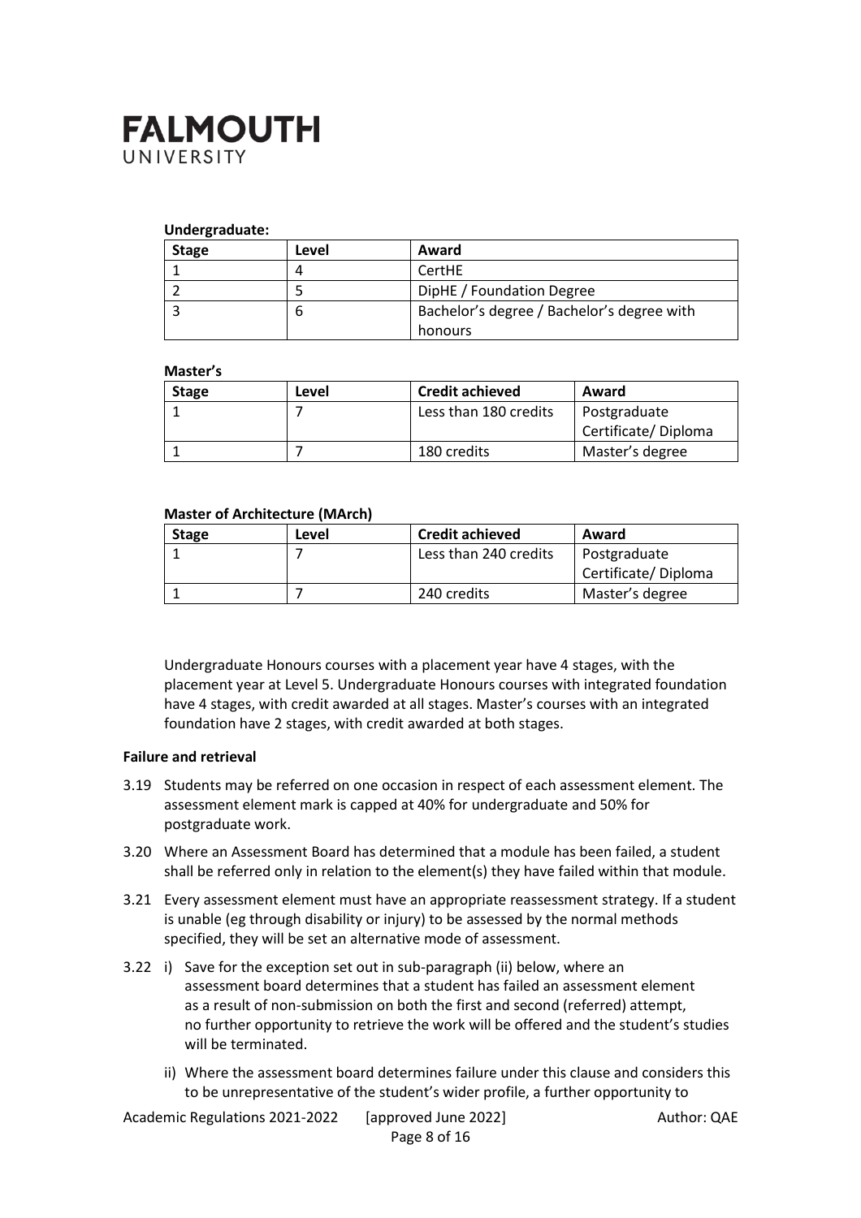**Undergraduate:**

| Stage | Level | Award |
|---|---|---|
| 1 | 4 | CertHE |
| 2 | 5 | DipHE / Foundation Degree |
| 3 | 6 | Bachelor's degree / Bachelor's degree with honours |

**Master's**

| Stage | Level | Credit achieved | Award |
|---|---|---|---|
| 1 | 7 | Less than 180 credits | Postgraduate Certificate/ Diploma |
| 1 | 7 | 180 credits | Master's degree |

**Master of Architecture (MArch)**

| Stage | Level | Credit achieved | Award |
|---|---|---|---|
| 1 | 7 | Less than 240 credits | Postgraduate Certificate/ Diploma |
| 1 | 7 | 240 credits | Master's degree |

Undergraduate Honours courses with a placement year have 4 stages, with the placement year at Level 5. Undergraduate Honours courses with integrated foundation have 4 stages, with credit awarded at all stages. Master's courses with an integrated foundation have 2 stages, with credit awarded at both stages.

**Failure and retrieval**

3.19 Students may be referred on one occasion in respect of each assessment element. The assessment element mark is capped at 40% for undergraduate and 50% for postgraduate work.

3.20 Where an Assessment Board has determined that a module has been failed, a student shall be referred only in relation to the element(s) they have failed within that module.

3.21 Every assessment element must have an appropriate reassessment strategy. If a student is unable (eg through disability or injury) to be assessed by the normal methods specified, they will be set an alternative mode of assessment.

3.22 i) Save for the exception set out in sub-paragraph (ii) below, where an assessment board determines that a student has failed an assessment element as a result of non-submission on both the first and second (referred) attempt, no further opportunity to retrieve the work will be offered and the student's studies will be terminated.

ii) Where the assessment board determines failure under this clause and considers this to be unrepresentative of the student's wider profile, a further opportunity to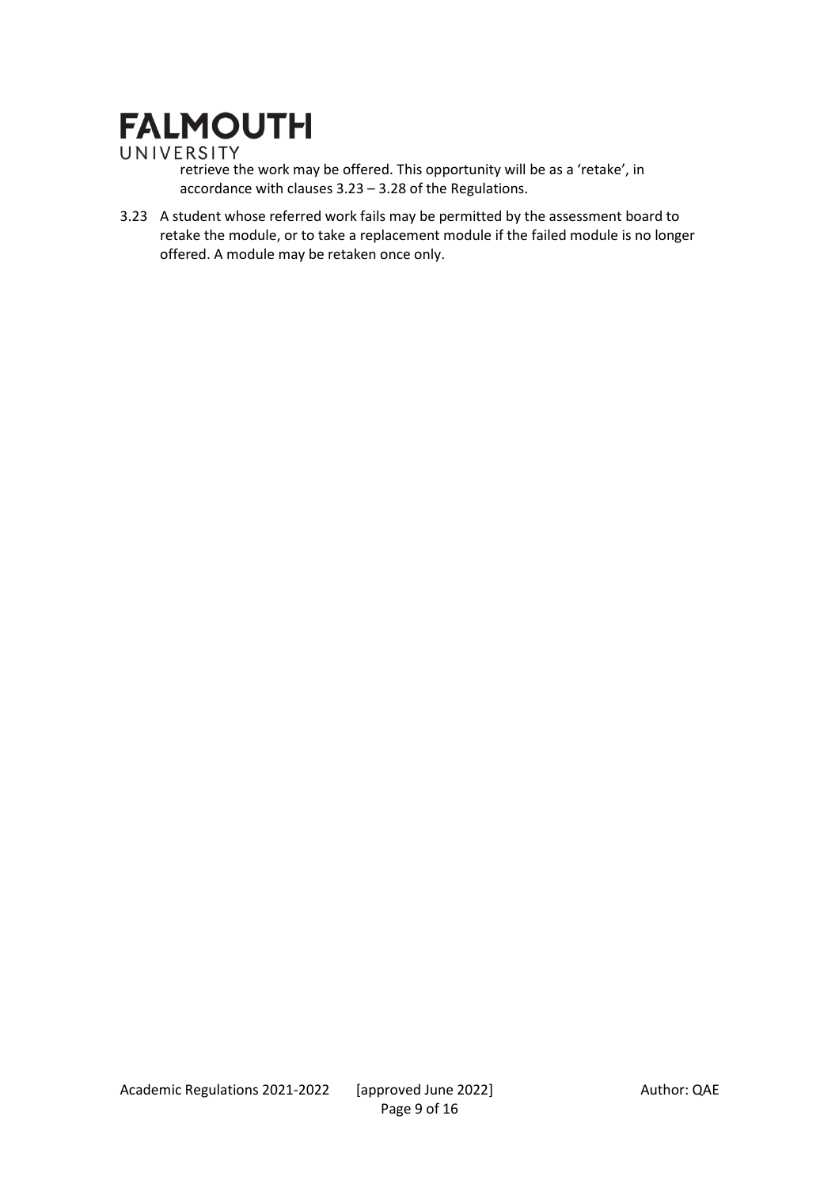retrieve the work may be offered. This opportunity will be as a 'retake', in accordance with clauses 3.23 – 3.28 of the Regulations.

3.23 A student whose referred work fails may be permitted by the assessment board to retake the module, or to take a replacement module if the failed module is no longer offered. A module may be retaken once only.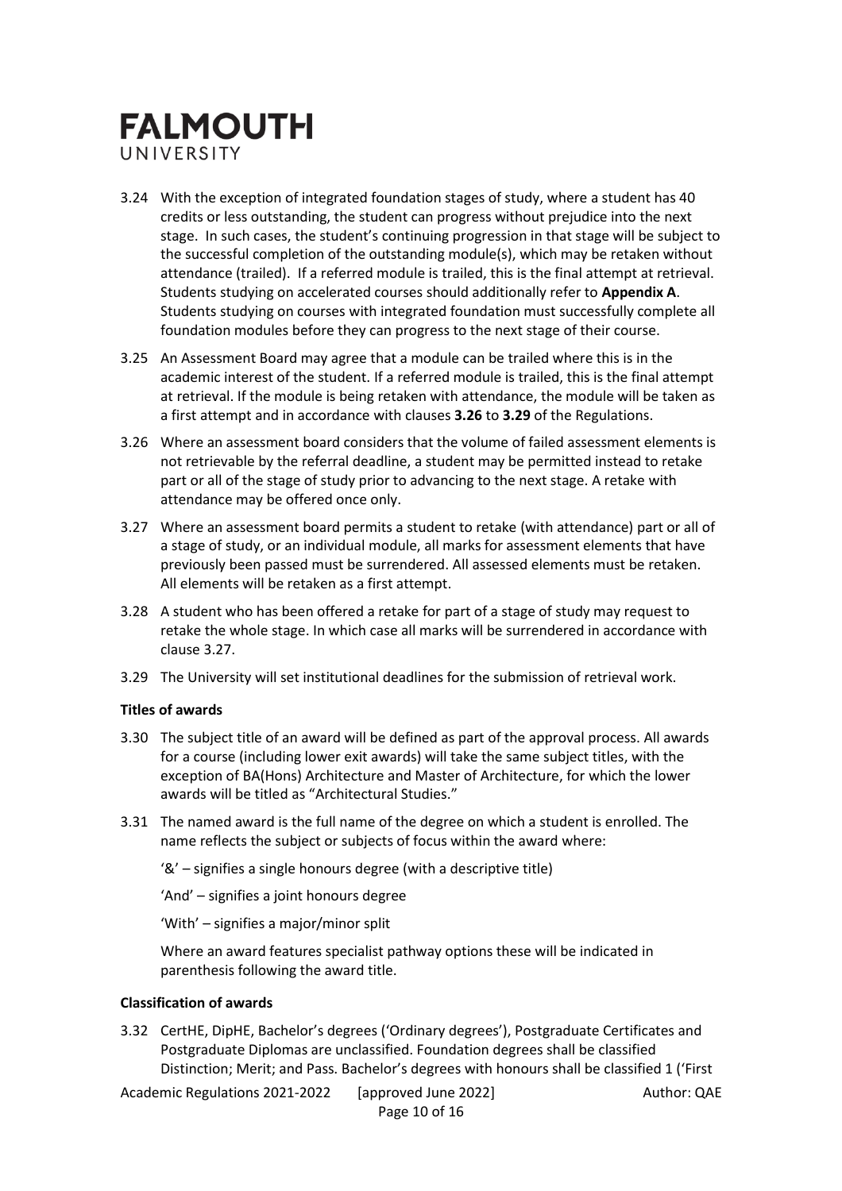3.24 With the exception of integrated foundation stages of study, where a student has 40 credits or less outstanding, the student can progress without prejudice into the next stage. In such cases, the student's continuing progression in that stage will be subject to the successful completion of the outstanding module(s), which may be retaken without attendance (trailed). If a referred module is trailed, this is the final attempt at retrieval. Students studying on accelerated courses should additionally refer to **Appendix A**. Students studying on courses with integrated foundation must successfully complete all foundation modules before they can progress to the next stage of their course.

3.25 An Assessment Board may agree that a module can be trailed where this is in the academic interest of the student. If a referred module is trailed, this is the final attempt at retrieval. If the module is being retaken with attendance, the module will be taken as a first attempt and in accordance with clauses **3.26** to **3.29** of the Regulations.

3.26 Where an assessment board considers that the volume of failed assessment elements is not retrievable by the referral deadline, a student may be permitted instead to retake part or all of the stage of study prior to advancing to the next stage. A retake with attendance may be offered once only.

3.27 Where an assessment board permits a student to retake (with attendance) part or all of a stage of study, or an individual module, all marks for assessment elements that have previously been passed must be surrendered. All assessed elements must be retaken. All elements will be retaken as a first attempt.

3.28 A student who has been offered a retake for part of a stage of study may request to retake the whole stage. In which case all marks will be surrendered in accordance with clause 3.27.

3.29 The University will set institutional deadlines for the submission of retrieval work.

**Titles of awards**

3.30 The subject title of an award will be defined as part of the approval process. All awards for a course (including lower exit awards) will take the same subject titles, with the exception of BA(Hons) Architecture and Master of Architecture, for which the lower awards will be titled as "Architectural Studies."

3.31 The named award is the full name of the degree on which a student is enrolled. The name reflects the subject or subjects of focus within the award where:

'&' – signifies a single honours degree (with a descriptive title)

'And' – signifies a joint honours degree

'With' – signifies a major/minor split

Where an award features specialist pathway options these will be indicated in parenthesis following the award title.

**Classification of awards**

3.32 CertHE, DipHE, Bachelor's degrees ('Ordinary degrees'), Postgraduate Certificates and Postgraduate Diplomas are unclassified. Foundation degrees shall be classified Distinction; Merit; and Pass. Bachelor's degrees with honours shall be classified 1 ('First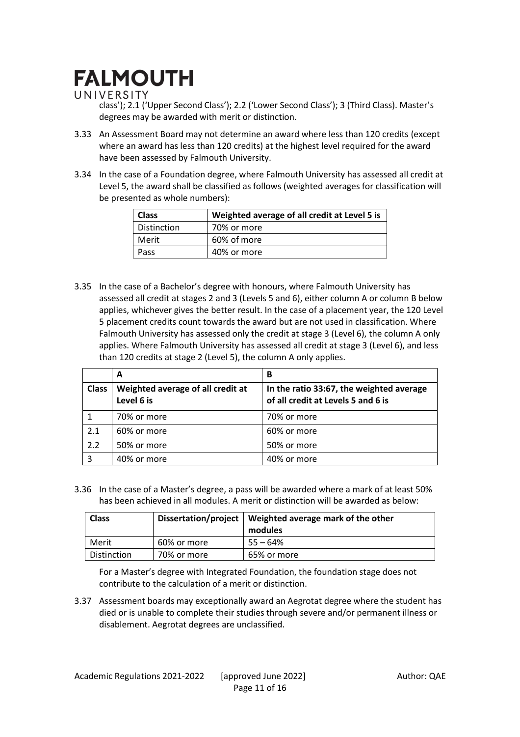class'); 2.1 ('Upper Second Class'); 2.2 ('Lower Second Class'); 3 (Third Class). Master's degrees may be awarded with merit or distinction.

3.33 An Assessment Board may not determine an award where less than 120 credits (except where an award has less than 120 credits) at the highest level required for the award have been assessed by Falmouth University.

3.34 In the case of a Foundation degree, where Falmouth University has assessed all credit at Level 5, the award shall be classified as follows (weighted averages for classification will be presented as whole numbers):

| Class | Weighted average of all credit at Level 5 is |
|---|---|
| Distinction | 70% or more |
| Merit | 60% of more |
| Pass | 40% or more |

3.35 In the case of a Bachelor's degree with honours, where Falmouth University has assessed all credit at stages 2 and 3 (Levels 5 and 6), either column A or column B below applies, whichever gives the better result. In the case of a placement year, the 120 Level 5 placement credits count towards the award but are not used in classification. Where Falmouth University has assessed only the credit at stage 3 (Level 6), the column A only applies. Where Falmouth University has assessed all credit at stage 3 (Level 6), and less than 120 credits at stage 2 (Level 5), the column A only applies.

| | A | B |
|---|---|---|
| **Class** | **Weighted average of all credit at Level 6 is** | **In the ratio 33:67, the weighted average of all credit at Levels 5 and 6 is** |
| 1 | 70% or more | 70% or more |
| 2.1 | 60% or more | 60% or more |
| 2.2 | 50% or more | 50% or more |
| 3 | 40% or more | 40% or more |

3.36 In the case of a Master's degree, a pass will be awarded where a mark of at least 50% has been achieved in all modules. A merit or distinction will be awarded as below:

| Class | Dissertation/project | Weighted average mark of the other modules |
|---|---|---|
| Merit | 60% or more | 55 – 64% |
| Distinction | 70% or more | 65% or more |

For a Master's degree with Integrated Foundation, the foundation stage does not contribute to the calculation of a merit or distinction.

3.37 Assessment boards may exceptionally award an Aegrotat degree where the student has died or is unable to complete their studies through severe and/or permanent illness or disablement. Aegrotat degrees are unclassified.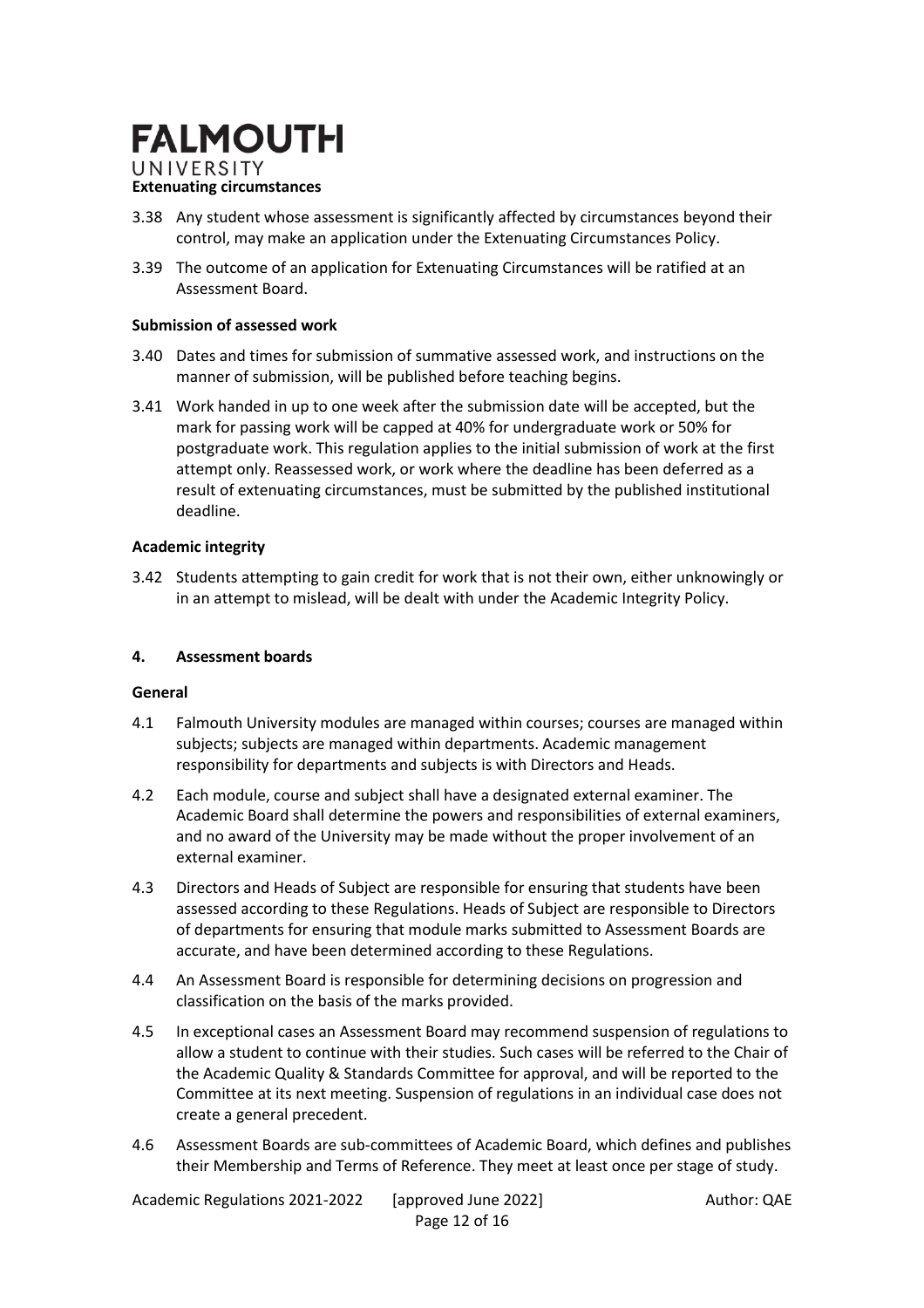**Extenuating circumstances**

3.38 Any student whose assessment is significantly affected by circumstances beyond their control, may make an application under the Extenuating Circumstances Policy.

3.39 The outcome of an application for Extenuating Circumstances will be ratified at an Assessment Board.

**Submission of assessed work**

3.40 Dates and times for submission of summative assessed work, and instructions on the manner of submission, will be published before teaching begins.

3.41 Work handed in up to one week after the submission date will be accepted, but the mark for passing work will be capped at 40% for undergraduate work or 50% for postgraduate work. This regulation applies to the initial submission of work at the first attempt only. Reassessed work, or work where the deadline has been deferred as a result of extenuating circumstances, must be submitted by the published institutional deadline.

**Academic integrity**

3.42 Students attempting to gain credit for work that is not their own, either unknowingly or in an attempt to mislead, will be dealt with under the Academic Integrity Policy.

## 4. Assessment boards

**General**

4.1 Falmouth University modules are managed within courses; courses are managed within subjects; subjects are managed within departments. Academic management responsibility for departments and subjects is with Directors and Heads.

4.2 Each module, course and subject shall have a designated external examiner. The Academic Board shall determine the powers and responsibilities of external examiners, and no award of the University may be made without the proper involvement of an external examiner.

4.3 Directors and Heads of Subject are responsible for ensuring that students have been assessed according to these Regulations. Heads of Subject are responsible to Directors of departments for ensuring that module marks submitted to Assessment Boards are accurate, and have been determined according to these Regulations.

4.4 An Assessment Board is responsible for determining decisions on progression and classification on the basis of the marks provided.

4.5 In exceptional cases an Assessment Board may recommend suspension of regulations to allow a student to continue with their studies. Such cases will be referred to the Chair of the Academic Quality & Standards Committee for approval, and will be reported to the Committee at its next meeting. Suspension of regulations in an individual case does not create a general precedent.

4.6 Assessment Boards are sub-committees of Academic Board, which defines and publishes their Membership and Terms of Reference. They meet at least once per stage of study.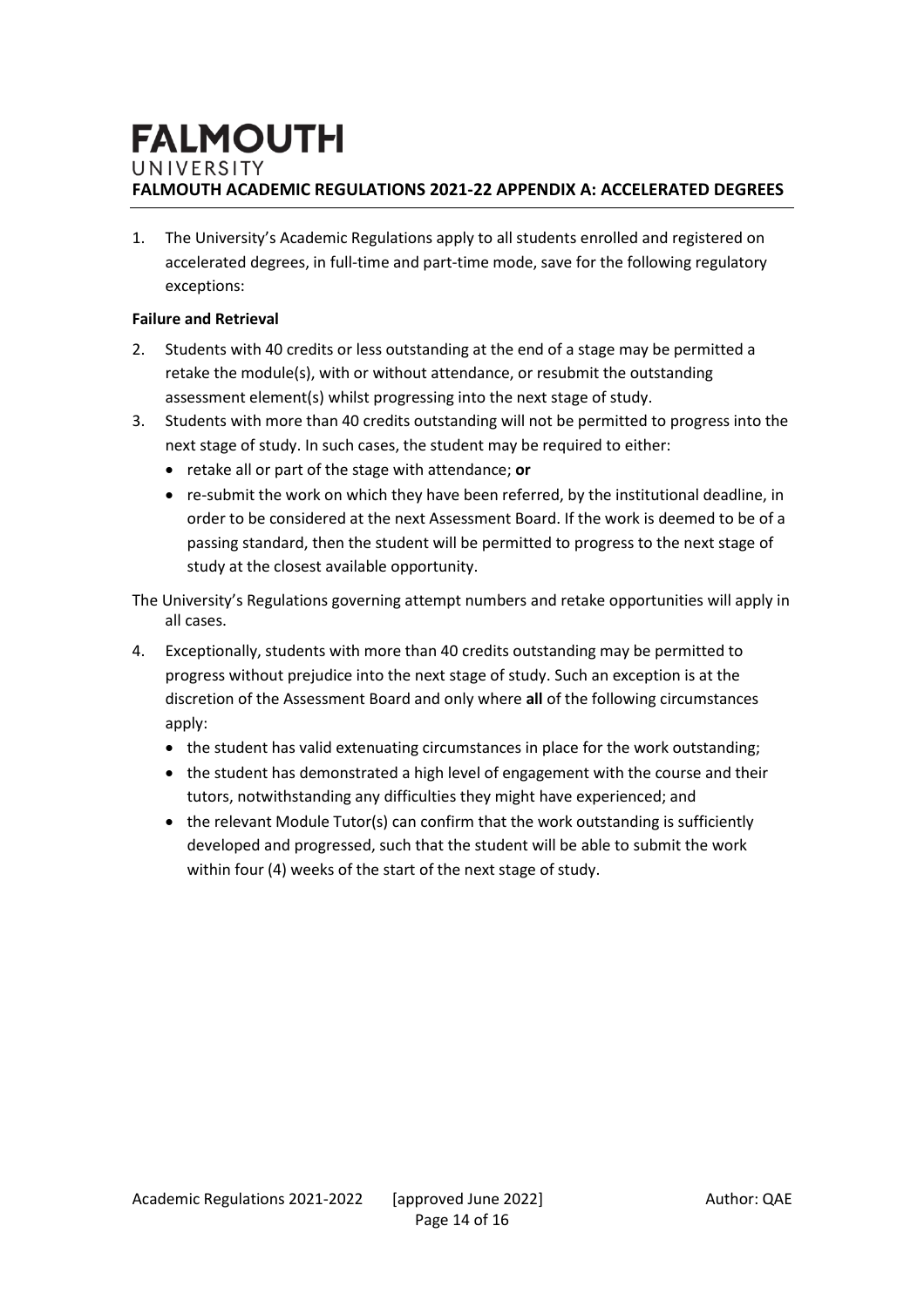# FALMOUTH ACADEMIC REGULATIONS 2021-22 APPENDIX A: ACCELERATED DEGREES

1. The University's Academic Regulations apply to all students enrolled and registered on accelerated degrees, in full-time and part-time mode, save for the following regulatory exceptions:

**Failure and Retrieval**

2. Students with 40 credits or less outstanding at the end of a stage may be permitted a retake the module(s), with or without attendance, or resubmit the outstanding assessment element(s) whilst progressing into the next stage of study.
3. Students with more than 40 credits outstanding will not be permitted to progress into the next stage of study. In such cases, the student may be required to either:
   - retake all or part of the stage with attendance; **or**
   - re-submit the work on which they have been referred, by the institutional deadline, in order to be considered at the next Assessment Board. If the work is deemed to be of a passing standard, then the student will be permitted to progress to the next stage of study at the closest available opportunity.

The University's Regulations governing attempt numbers and retake opportunities will apply in all cases.

4. Exceptionally, students with more than 40 credits outstanding may be permitted to progress without prejudice into the next stage of study. Such an exception is at the discretion of the Assessment Board and only where **all** of the following circumstances apply:
   - the student has valid extenuating circumstances in place for the work outstanding;
   - the student has demonstrated a high level of engagement with the course and their tutors, notwithstanding any difficulties they might have experienced; and
   - the relevant Module Tutor(s) can confirm that the work outstanding is sufficiently developed and progressed, such that the student will be able to submit the work within four (4) weeks of the start of the next stage of study.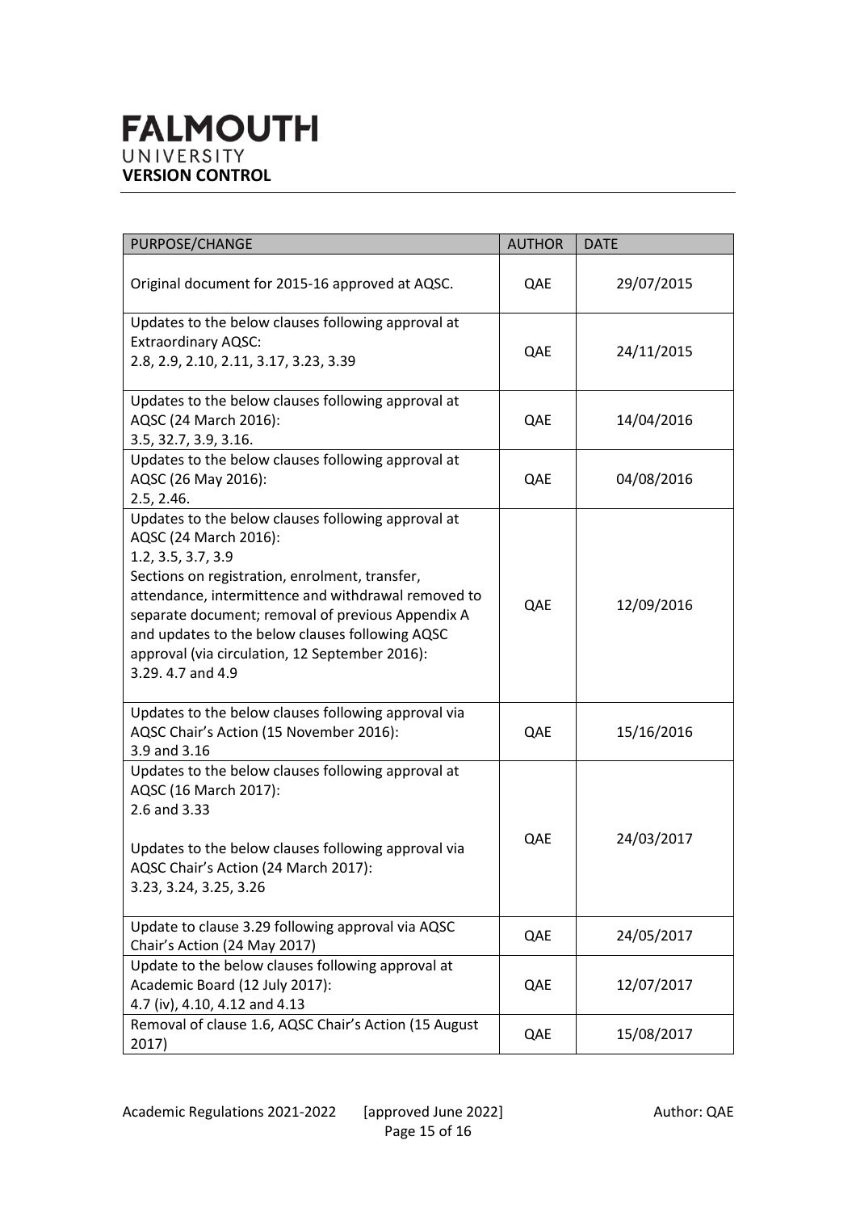**FALMOUTH**
UNIVERSITY

## VERSION CONTROL

| PURPOSE/CHANGE | AUTHOR | DATE |
|---|---|---|
| Original document for 2015-16 approved at AQSC. | QAE | 29/07/2015 |
| Updates to the below clauses following approval at Extraordinary AQSC:<br>2.8, 2.9, 2.10, 2.11, 3.17, 3.23, 3.39 | QAE | 24/11/2015 |
| Updates to the below clauses following approval at AQSC (24 March 2016):<br>3.5, 32.7, 3.9, 3.16. | QAE | 14/04/2016 |
| Updates to the below clauses following approval at AQSC (26 May 2016):<br>2.5, 2.46. | QAE | 04/08/2016 |
| Updates to the below clauses following approval at AQSC (24 March 2016):<br>1.2, 3.5, 3.7, 3.9<br>Sections on registration, enrolment, transfer, attendance, intermittence and withdrawal removed to separate document; removal of previous Appendix A and updates to the below clauses following AQSC approval (via circulation, 12 September 2016):<br>3.29. 4.7 and 4.9 | QAE | 12/09/2016 |
| Updates to the below clauses following approval via AQSC Chair's Action (15 November 2016):<br>3.9 and 3.16 | QAE | 15/16/2016 |
| Updates to the below clauses following approval at AQSC (16 March 2017):<br>2.6 and 3.33<br><br>Updates to the below clauses following approval via AQSC Chair's Action (24 March 2017):<br>3.23, 3.24, 3.25, 3.26 | QAE | 24/03/2017 |
| Update to clause 3.29 following approval via AQSC Chair's Action (24 May 2017) | QAE | 24/05/2017 |
| Update to the below clauses following approval at Academic Board (12 July 2017):<br>4.7 (iv), 4.10, 4.12 and 4.13 | QAE | 12/07/2017 |
| Removal of clause 1.6, AQSC Chair's Action (15 August 2017) | QAE | 15/08/2017 |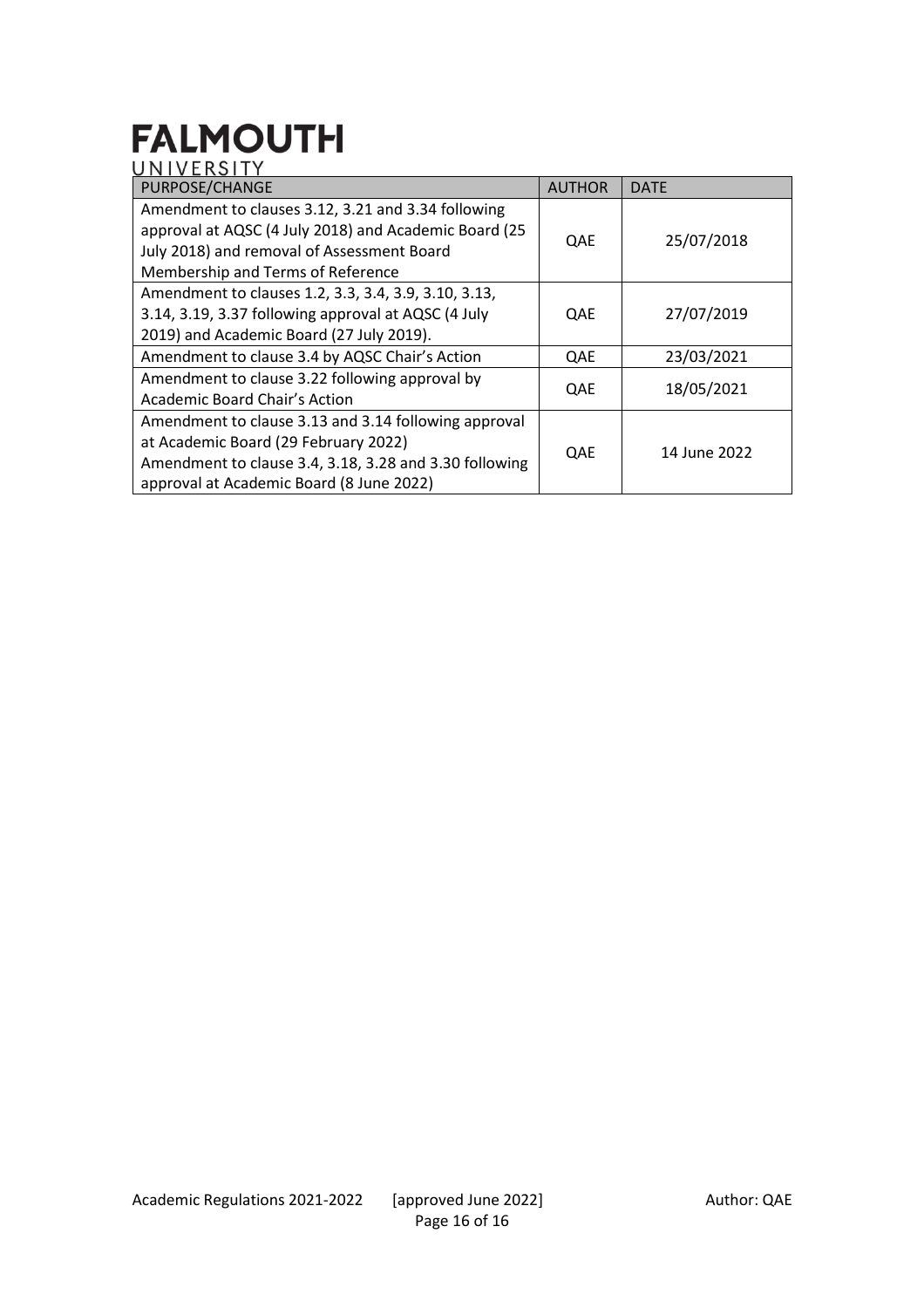| PURPOSE/CHANGE | AUTHOR | DATE |
| --- | --- | --- |
| Amendment to clauses 3.12, 3.21 and 3.34 following approval at AQSC (4 July 2018) and Academic Board (25 July 2018) and removal of Assessment Board Membership and Terms of Reference | QAE | 25/07/2018 |
| Amendment to clauses 1.2, 3.3, 3.4, 3.9, 3.10, 3.13, 3.14, 3.19, 3.37 following approval at AQSC (4 July 2019) and Academic Board (27 July 2019). | QAE | 27/07/2019 |
| Amendment to clause 3.4 by AQSC Chair's Action | QAE | 23/03/2021 |
| Amendment to clause 3.22 following approval by Academic Board Chair's Action | QAE | 18/05/2021 |
| Amendment to clause 3.13 and 3.14 following approval at Academic Board (29 February 2022) Amendment to clause 3.4, 3.18, 3.28 and 3.30 following approval at Academic Board (8 June 2022) | QAE | 14 June 2022 |